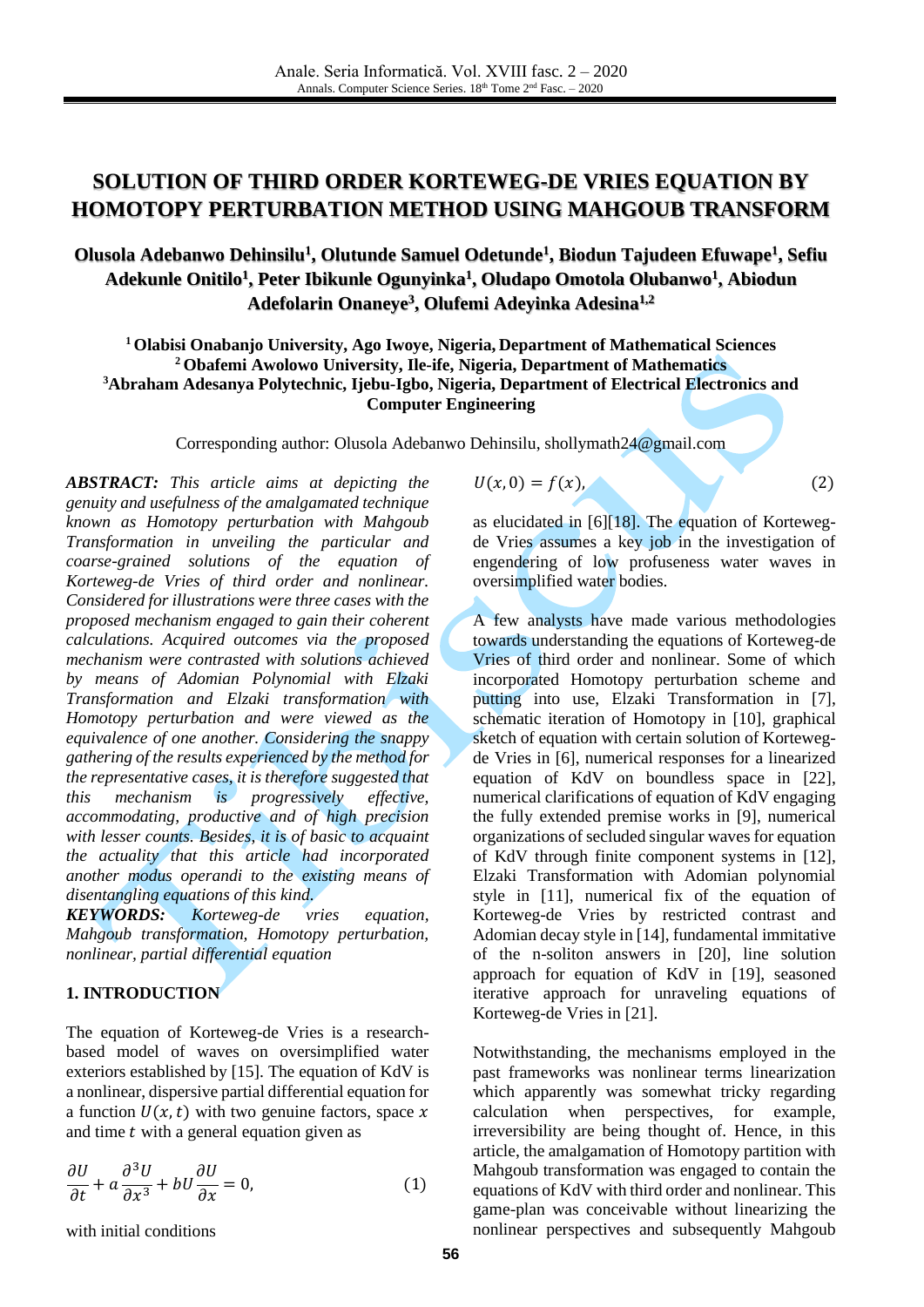# SOLUTION OF THIRD ORDER KORTEWEG-DE VRIES EQUATION BY HOMOTOPY PERTURBATION METHOD USING MAHGOUB TRANSFORM

**Olusola Adebanwo Dehinsilu[1], Olutunde Samuel Odetunde[1], Biodun Tajudeen Efuwape[1], Sefiu Adekunle Onitilo[1], Peter Ibikunle Ogunyinka[1], Oludapo Omotola Olubanwo[1], Abiodun Adefolarin Onaneye[3], Olufemi Adeyinka Adesina[1,2]**

**[1] Olabisi Onabanjo University, Ago Iwoye, Nigeria, Department of Mathematical Sciences**
**[2] Obafemi Awolowo University, Ile-ife, Nigeria, Department of Mathematics**
**[3]Abraham Adesanya Polytechnic, Ijebu-Igbo, Nigeria, Department of Electrical Electronics and Computer Engineering**

Corresponding author: Olusola Adebanwo Dehinsilu, shollymath24@gmail.com

***ABSTRACT:*** *This article aims at depicting the genuity and usefulness of the amalgamated technique known as Homotopy perturbation with Mahgoub Transformation in unveiling the particular and coarse-grained solutions of the equation of Korteweg-de Vries of third order and nonlinear. Considered for illustrations were three cases with the proposed mechanism engaged to gain their coherent calculations. Acquired outcomes via the proposed mechanism were contrasted with solutions achieved by means of Adomian Polynomial with Elzaki Transformation and Elzaki transformation with Homotopy perturbation and were viewed as the equivalence of one another. Considering the snappy gathering of the results experienced by the method for the representative cases, it is therefore suggested that this mechanism is progressively effective, accommodating, productive and of high precision with lesser counts. Besides, it is of basic to acquaint the actuality that this article had incorporated another modus operandi to the existing means of disentangling equations of this kind.*

***KEYWORDS:*** *Korteweg-de vries equation, Mahgoub transformation, Homotopy perturbation, nonlinear, partial differential equation*

## 1. INTRODUCTION

The equation of Korteweg-de Vries is a research-based model of waves on oversimplified water exteriors established by [15]. The equation of KdV is a nonlinear, dispersive partial differential equation for a function $U(x,t)$ with two genuine factors, space $x$ and time $t$ with a general equation given as

$$\frac{\partial U}{\partial t} + a\frac{\partial^3 U}{\partial x^3} + bU\frac{\partial U}{\partial x} = 0, \tag{1}$$

with initial conditions

$$U(x,0) = f(x), \tag{2}$$

as elucidated in [6][18]. The equation of Korteweg-de Vries assumes a key job in the investigation of engendering of low profuseness water waves in oversimplified water bodies.

A few analysts have made various methodologies towards understanding the equations of Korteweg-de Vries of third order and nonlinear. Some of which incorporated Homotopy perturbation scheme and putting into use, Elzaki Transformation in [7], schematic iteration of Homotopy in [10], graphical sketch of equation with certain solution of Korteweg-de Vries in [6], numerical responses for a linearized equation of KdV on boundless space in [22], numerical clarifications of equation of KdV engaging the fully extended premise works in [9], numerical organizations of secluded singular waves for equation of KdV through finite component systems in [12], Elzaki Transformation with Adomian polynomial style in [11], numerical fix of the equation of Korteweg-de Vries by restricted contrast and Adomian decay style in [14], fundamental immitative of the n-soliton answers in [20], line solution approach for equation of KdV in [19], seasoned iterative approach for unraveling equations of Korteweg-de Vries in [21].

Notwithstanding, the mechanisms employed in the past frameworks was nonlinear terms linearization which apparently was somewhat tricky regarding calculation when perspectives, for example, irreversibility are being thought of. Hence, in this article, the amalgamation of Homotopy partition with Mahgoub transformation was engaged to contain the equations of KdV with third order and nonlinear. This game-plan was conceivable without linearizing the nonlinear perspectives and subsequently Mahgoub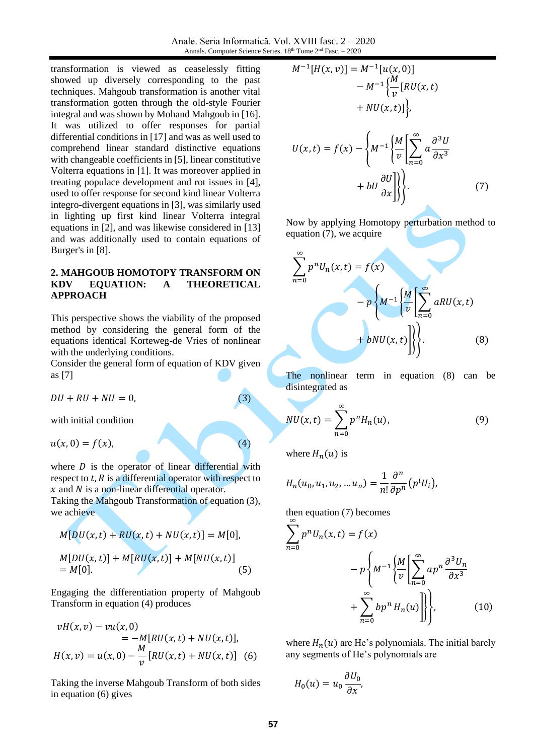transformation is viewed as ceaselessly fitting showed up diversely corresponding to the past techniques. Mahgoub transformation is another vital transformation gotten through the old-style Fourier integral and was shown by Mohand Mahgoub in [16]. It was utilized to offer responses for partial differential conditions in [17] and was as well used to comprehend linear standard distinctive equations with changeable coefficients in [5], linear constitutive Volterra equations in [1]. It was moreover applied in treating populace development and rot issues in [4], used to offer response for second kind linear Volterra integro-divergent equations in [3], was similarly used in lighting up first kind linear Volterra integral equations in [2], and was likewise considered in [13] and was additionally used to contain equations of Burger's in [8].

## 2. MAHGOUB HOMOTOPY TRANSFORM ON KDV EQUATION: A THEORETICAL APPROACH

This perspective shows the viability of the proposed method by considering the general form of the equations identical Korteweg-de Vries of nonlinear with the underlying conditions.

Consider the general form of equation of KDV given as [7]

$$DU + RU + NU = 0, \tag{3}$$

with initial condition

$$u(x,0) = f(x), \tag{4}$$

where $D$ is the operator of linear differential with respect to $t$, $R$ is a differential operator with respect to $x$ and $N$ is a non-linear differential operator.

Taking the Mahgoub Transformation of equation (3), we achieve

$$M[DU(x,t) + RU(x,t) + NU(x,t)] = M[0],$$

$$M[DU(x,t)] + M[RU(x,t)] + M[NU(x,t)] = M[0]. \tag{5}$$

Engaging the differentiation property of Mahgoub Transform in equation (4) produces

$$vH(x,v) - vu(x,0) = -M[RU(x,t) + NU(x,t)],$$

$$H(x,v) = u(x,0) - \frac{M}{v}[RU(x,t) + NU(x,t)] \tag{6}$$

Taking the inverse Mahgoub Transform of both sides in equation (6) gives

$$M^{-1}[H(x,v)] = M^{-1}[u(x,0)] - M^{-1}\left\{\frac{M}{v}[RU(x,t) + NU(x,t)]\right\},$$

$$U(x,t) = f(x) - \left\{M^{-1}\left\{\frac{M}{v}\left[\sum_{n=0}^{\infty} a\frac{\partial^3 U}{\partial x^3} + bU\frac{\partial U}{\partial x}\right]\right\}\right\}. \tag{7}$$

Now by applying Homotopy perturbation method to equation (7), we acquire

$$\sum_{n=0}^{\infty} p^n U_n(x,t) = f(x) - p\left\{M^{-1}\left\{\frac{M}{v}\left[\sum_{n=0}^{\infty} aRU(x,t) + bNU(x,t)\right]\right\}\right\}. \tag{8}$$

The nonlinear term in equation (8) can be disintegrated as

$$NU(x,t) = \sum_{n=0}^{\infty} p^n H_n(u), \tag{9}$$

where $H_n(u)$ is

$$H_n(u_0, u_1, u_2, \ldots u_n) = \frac{1}{n!}\frac{\partial^n}{\partial p^n}(p^i U_i),$$

then equation (7) becomes

$$\sum_{n=0}^{\infty} p^n U_n(x,t) = f(x) - p\left\{M^{-1}\left\{\frac{M}{v}\left[\sum_{n=0}^{\infty} ap^n \frac{\partial^3 U_n}{\partial x^3} + \sum_{n=0}^{\infty} bp^n H_n(u)\right]\right\}\right\}, \tag{10}$$

where $H_n(u)$ are He's polynomials. The initial barely any segments of He's polynomials are

$$H_0(u) = u_0\frac{\partial U_0}{\partial x},$$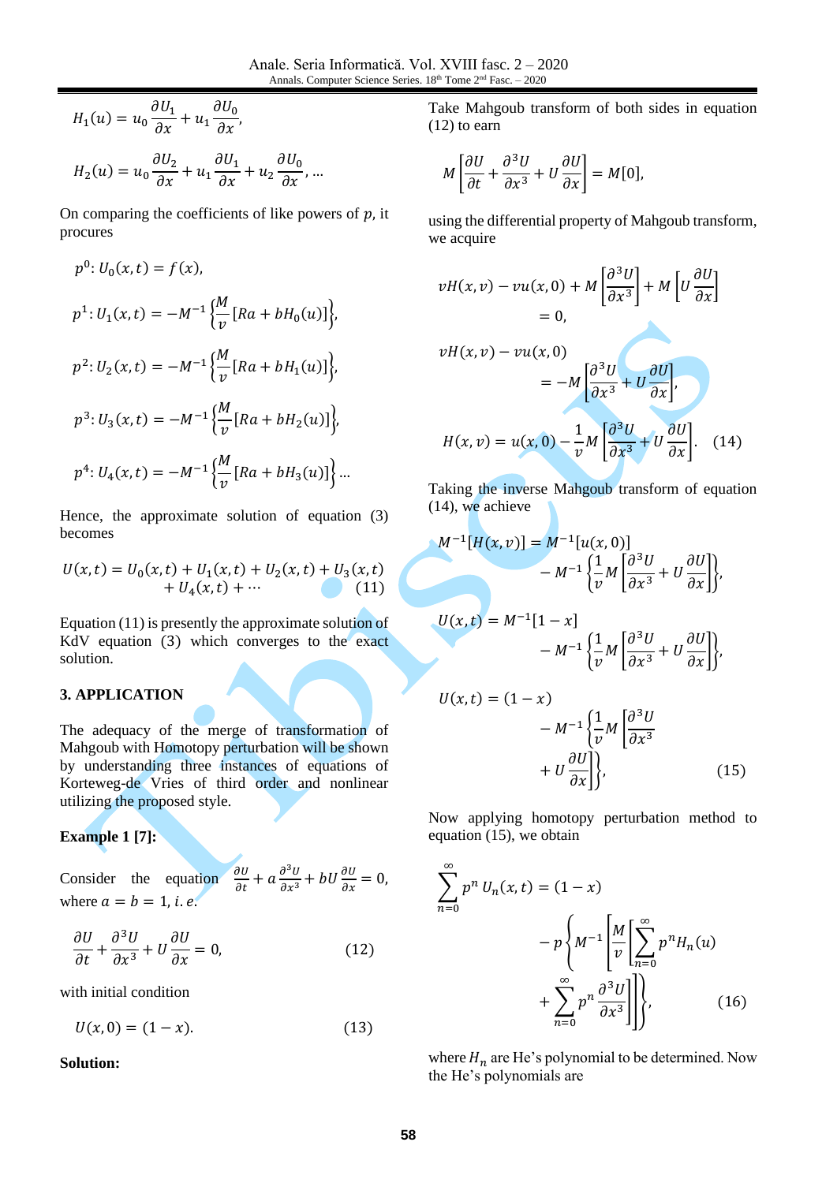$$H_1(u) = u_0 \frac{\partial U_1}{\partial x} + u_1 \frac{\partial U_0}{\partial x},$$

$$H_2(u) = u_0 \frac{\partial U_2}{\partial x} + u_1 \frac{\partial U_1}{\partial x} + u_2 \frac{\partial U_0}{\partial x}, \ldots$$

On comparing the coefficients of like powers of $p$, it procures

$$p^0: U_0(x,t) = f(x),$$

$$p^1: U_1(x,t) = -M^{-1}\left\{\frac{M}{v}[Ra + bH_0(u)]\right\},$$

$$p^2: U_2(x,t) = -M^{-1}\left\{\frac{M}{v}[Ra + bH_1(u)]\right\},$$

$$p^3: U_3(x,t) = -M^{-1}\left\{\frac{M}{v}[Ra + bH_2(u)]\right\},$$

$$p^4: U_4(x,t) = -M^{-1}\left\{\frac{M}{v}[Ra + bH_3(u)]\right\} \ldots$$

Hence, the approximate solution of equation (3) becomes

$$U(x,t) = U_0(x,t) + U_1(x,t) + U_2(x,t) + U_3(x,t) + U_4(x,t) + \cdots \qquad (11)$$

Equation (11) is presently the approximate solution of KdV equation (3) which converges to the exact solution.

## 3. APPLICATION

The adequacy of the merge of transformation of Mahgoub with Homotopy perturbation will be shown by understanding three instances of equations of Korteweg-de Vries of third order and nonlinear utilizing the proposed style.

**Example 1 [7]:**

Consider the equation $\frac{\partial U}{\partial t} + a\frac{\partial^3 U}{\partial x^3} + bU\frac{\partial U}{\partial x} = 0$, where $a = b = 1$, *i. e.*

$$\frac{\partial U}{\partial t} + \frac{\partial^3 U}{\partial x^3} + U\frac{\partial U}{\partial x} = 0, \qquad (12)$$

with initial condition

$$U(x,0) = (1-x). \qquad (13)$$

**Solution:**

Take Mahgoub transform of both sides in equation (12) to earn

$$M\left[\frac{\partial U}{\partial t} + \frac{\partial^3 U}{\partial x^3} + U\frac{\partial U}{\partial x}\right] = M[0],$$

using the differential property of Mahgoub transform, we acquire

$$vH(x,v) - vu(x,0) + M\left[\frac{\partial^3 U}{\partial x^3}\right] + M\left[U\frac{\partial U}{\partial x}\right] = 0,$$

$$vH(x,v) - vu(x,0) = -M\left[\frac{\partial^3 U}{\partial x^3} + U\frac{\partial U}{\partial x}\right],$$

$$H(x,v) = u(x,0) - \frac{1}{v}M\left[\frac{\partial^3 U}{\partial x^3} + U\frac{\partial U}{\partial x}\right]. \qquad (14)$$

Taking the inverse Mahgoub transform of equation (14), we achieve

$$M^{-1}[H(x,v)] = M^{-1}[u(x,0)] - M^{-1}\left\{\frac{1}{v}M\left[\frac{\partial^3 U}{\partial x^3} + U\frac{\partial U}{\partial x}\right]\right\},$$

$$U(x,t) = M^{-1}[1-x] - M^{-1}\left\{\frac{1}{v}M\left[\frac{\partial^3 U}{\partial x^3} + U\frac{\partial U}{\partial x}\right]\right\},$$

$$U(x,t) = (1-x) - M^{-1}\left\{\frac{1}{v}M\left[\frac{\partial^3 U}{\partial x^3} + U\frac{\partial U}{\partial x}\right]\right\}, \qquad (15)$$

Now applying homotopy perturbation method to equation (15), we obtain

$$\sum_{n=0}^{\infty} p^n U_n(x,t) = (1-x) - p\left\{M^{-1}\left[\frac{M}{v}\left[\sum_{n=0}^{\infty} p^n H_n(u) + \sum_{n=0}^{\infty} p^n \frac{\partial^3 U}{\partial x^3}\right]\right]\right\}, \qquad (16)$$

where $H_n$ are He's polynomial to be determined. Now the He's polynomials are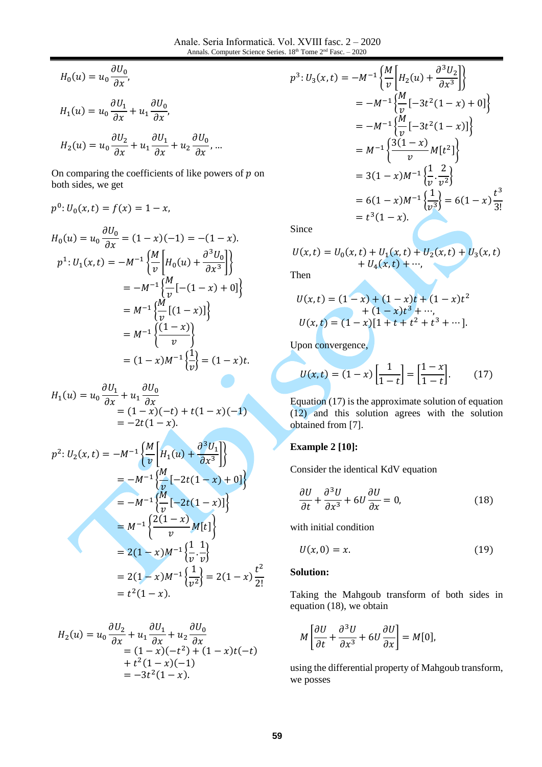$$H_0(u) = u_0 \frac{\partial U_0}{\partial x},$$

$$H_1(u) = u_0 \frac{\partial U_1}{\partial x} + u_1 \frac{\partial U_0}{\partial x},$$

$$H_2(u) = u_0 \frac{\partial U_2}{\partial x} + u_1 \frac{\partial U_1}{\partial x} + u_2 \frac{\partial U_0}{\partial x}, \ldots$$

On comparing the coefficients of like powers of $p$ on both sides, we get

$$p^0: U_0(x,t) = f(x) = 1 - x,$$

$$H_0(u) = u_0 \frac{\partial U_0}{\partial x} = (1-x)(-1) = -(1-x).$$

$$\begin{aligned} p^1: U_1(x,t) &= -M^{-1}\left\{\frac{M}{v}\left[H_0(u) + \frac{\partial^3 U_0}{\partial x^3}\right]\right\} \\ &= -M^{-1}\left\{\frac{M}{v}[-(1-x)+0]\right\} \\ &= M^{-1}\left\{\frac{M}{v}[(1-x)]\right\} \\ &= M^{-1}\left\{\frac{(1-x)}{v}\right\} \\ &= (1-x)M^{-1}\left\{\frac{1}{v}\right\} = (1-x)t. \end{aligned}$$

$$\begin{aligned} H_1(u) &= u_0 \frac{\partial U_1}{\partial x} + u_1 \frac{\partial U_0}{\partial x} \\ &= (1-x)(-t) + t(1-x)(-1) \\ &= -2t(1-x). \end{aligned}$$

$$\begin{aligned} p^2: U_2(x,t) &= -M^{-1}\left\{\frac{M}{v}\left[H_1(u) + \frac{\partial^3 U_1}{\partial x^3}\right]\right\} \\ &= -M^{-1}\left\{\frac{M}{v}[-2t(1-x)+0]\right\} \\ &= -M^{-1}\left\{\frac{M}{v}[-2t(1-x)]\right\} \\ &= M^{-1}\left\{\frac{2(1-x)}{v}M[t]\right\} \\ &= 2(1-x)M^{-1}\left\{\frac{1}{v}.\frac{1}{v}\right\} \\ &= 2(1-x)M^{-1}\left\{\frac{1}{v^2}\right\} = 2(1-x)\frac{t^2}{2!} \\ &= t^2(1-x). \end{aligned}$$

$$\begin{aligned} H_2(u) &= u_0 \frac{\partial U_2}{\partial x} + u_1 \frac{\partial U_1}{\partial x} + u_2 \frac{\partial U_0}{\partial x} \\ &= (1-x)(-t^2) + (1-x)t(-t) \\ &\quad + t^2(1-x)(-1) \\ &= -3t^2(1-x). \end{aligned}$$

$$\begin{aligned} p^3: U_3(x,t) &= -M^{-1}\left\{\frac{M}{v}\left[H_2(u) + \frac{\partial^3 U_2}{\partial x^3}\right]\right\} \\ &= -M^{-1}\left\{\frac{M}{v}[-3t^2(1-x)+0]\right\} \\ &= -M^{-1}\left\{\frac{M}{v}[-3t^2(1-x)]\right\} \\ &= M^{-1}\left\{\frac{3(1-x)}{v}M[t^2]\right\} \\ &= 3(1-x)M^{-1}\left\{\frac{1}{v}.\frac{2}{v^2}\right\} \\ &= 6(1-x)M^{-1}\left\{\frac{1}{v^3}\right\} = 6(1-x)\frac{t^3}{3!} \\ &= t^3(1-x). \end{aligned}$$

Since

$$U(x,t) = U_0(x,t) + U_1(x,t) + U_2(x,t) + U_3(x,t) + U_4(x,t) + \cdots,$$

Then

$$U(x,t) = (1-x) + (1-x)t + (1-x)t^2 + (1-x)t^3 + \cdots,$$
$$U(x,t) = (1-x)[1 + t + t^2 + t^3 + \cdots].$$

Upon convergence,

$$U(x,t) = (1-x)\left[\frac{1}{1-t}\right] = \left[\frac{1-x}{1-t}\right]. \tag{17}$$

Equation (17) is the approximate solution of equation (12) and this solution agrees with the solution obtained from [7].

**Example 2 [10]:**

Consider the identical KdV equation

$$\frac{\partial U}{\partial t} + \frac{\partial^3 U}{\partial x^3} + 6U\frac{\partial U}{\partial x} = 0, \tag{18}$$

with initial condition

$$U(x,0) = x. \tag{19}$$

**Solution:**

Taking the Mahgoub transform of both sides in equation (18), we obtain

$$M\left[\frac{\partial U}{\partial t} + \frac{\partial^3 U}{\partial x^3} + 6U\frac{\partial U}{\partial x}\right] = M[0],$$

using the differential property of Mahgoub transform, we posses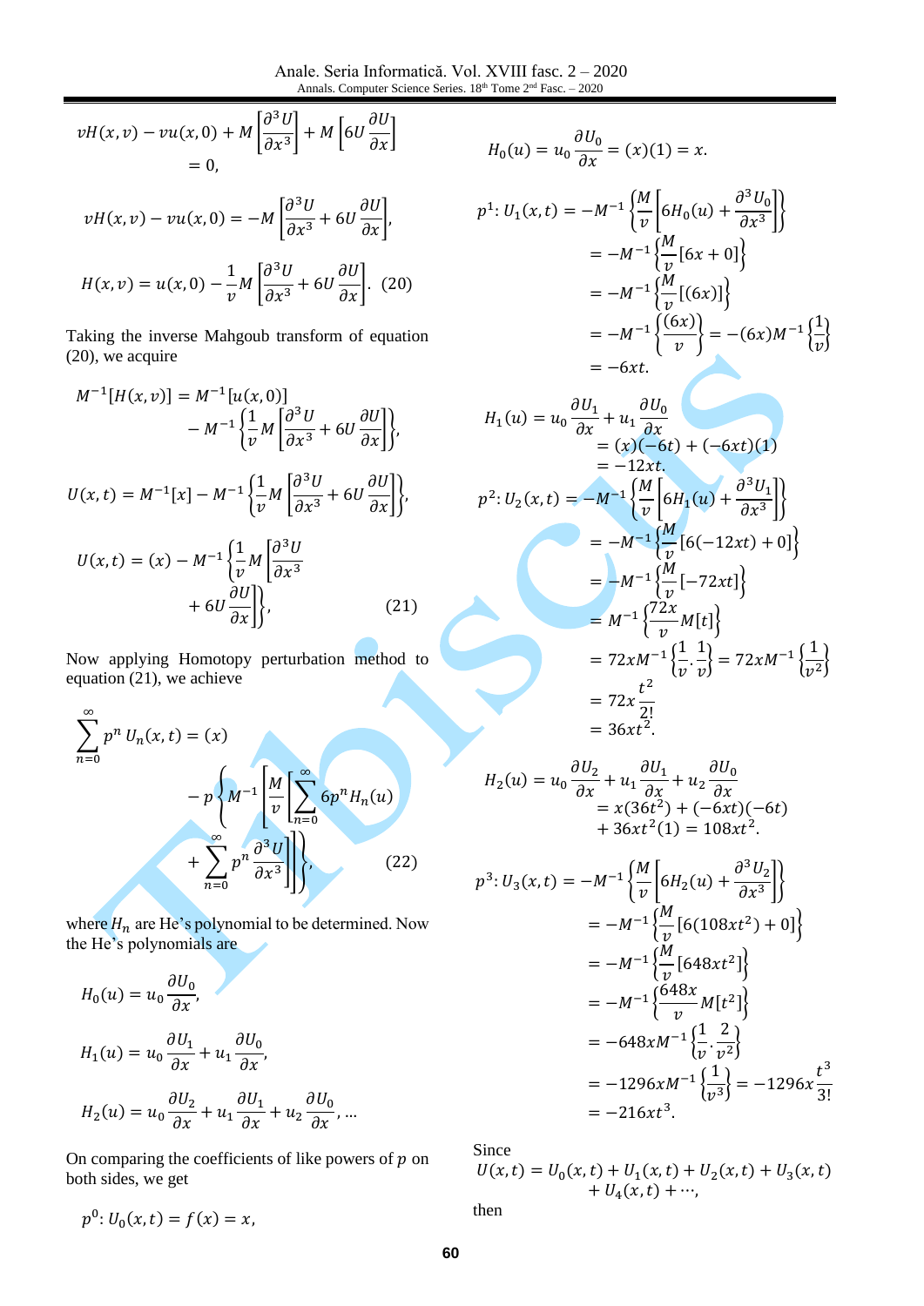$$vH(x,v) - vu(x,0) + M\left[\frac{\partial^3 U}{\partial x^3}\right] + M\left[6U\frac{\partial U}{\partial x}\right] = 0,$$

$$vH(x,v) - vu(x,0) = -M\left[\frac{\partial^3 U}{\partial x^3} + 6U\frac{\partial U}{\partial x}\right],$$

$$H(x,v) = u(x,0) - \frac{1}{v}M\left[\frac{\partial^3 U}{\partial x^3} + 6U\frac{\partial U}{\partial x}\right]. \quad (20)$$

Taking the inverse Mahgoub transform of equation (20), we acquire

$$M^{-1}[H(x,v)] = M^{-1}[u(x,0)] - M^{-1}\left\{\frac{1}{v}M\left[\frac{\partial^3 U}{\partial x^3} + 6U\frac{\partial U}{\partial x}\right]\right\},$$

$$U(x,t) = M^{-1}[x] - M^{-1}\left\{\frac{1}{v}M\left[\frac{\partial^3 U}{\partial x^3} + 6U\frac{\partial U}{\partial x}\right]\right\},$$

$$U(x,t) = (x) - M^{-1}\left\{\frac{1}{v}M\left[\frac{\partial^3 U}{\partial x^3} + 6U\frac{\partial U}{\partial x}\right]\right\}, \quad (21)$$

Now applying Homotopy perturbation method to equation (21), we achieve

$$\sum_{n=0}^{\infty} p^n U_n(x,t) = (x) - p\left\{M^{-1}\left[\frac{M}{v}\left[\sum_{n=0}^{\infty} 6p^n H_n(u) + \sum_{n=0}^{\infty} p^n \frac{\partial^3 U}{\partial x^3}\right]\right]\right\}, \quad (22)$$

where $H_n$ are He's polynomial to be determined. Now the He's polynomials are

$$H_0(u) = u_0\frac{\partial U_0}{\partial x},$$

$$H_1(u) = u_0\frac{\partial U_1}{\partial x} + u_1\frac{\partial U_0}{\partial x},$$

$$H_2(u) = u_0\frac{\partial U_2}{\partial x} + u_1\frac{\partial U_1}{\partial x} + u_2\frac{\partial U_0}{\partial x}, \ldots$$

On comparing the coefficients of like powers of $p$ on both sides, we get

$$p^0: U_0(x,t) = f(x) = x,$$

$$H_0(u) = u_0\frac{\partial U_0}{\partial x} = (x)(1) = x.$$

$$\begin{aligned} p^1: U_1(x,t) &= -M^{-1}\left\{\frac{M}{v}\left[6H_0(u) + \frac{\partial^3 U_0}{\partial x^3}\right]\right\} \\ &= -M^{-1}\left\{\frac{M}{v}[6x + 0]\right\} \\ &= -M^{-1}\left\{\frac{M}{v}[(6x)]\right\} \\ &= -M^{-1}\left\{\frac{(6x)}{v}\right\} = -(6x)M^{-1}\left\{\frac{1}{v}\right\} \\ &= -6xt. \end{aligned}$$

$$\begin{aligned} H_1(u) &= u_0\frac{\partial U_1}{\partial x} + u_1\frac{\partial U_0}{\partial x} \\ &= (x)(-6t) + (-6xt)(1) \\ &= -12xt. \end{aligned}$$

$$\begin{aligned} p^2: U_2(x,t) &= -M^{-1}\left\{\frac{M}{v}\left[6H_1(u) + \frac{\partial^3 U_1}{\partial x^3}\right]\right\} \\ &= -M^{-1}\left\{\frac{M}{v}[6(-12xt) + 0]\right\} \\ &= -M^{-1}\left\{\frac{M}{v}[-72xt]\right\} \\ &= M^{-1}\left\{\frac{72x}{v}M[t]\right\} \\ &= 72xM^{-1}\left\{\frac{1}{v}.\frac{1}{v}\right\} = 72xM^{-1}\left\{\frac{1}{v^2}\right\} \\ &= 72x\frac{t^2}{2!} \\ &= 36xt^2. \end{aligned}$$

$$\begin{aligned} H_2(u) &= u_0\frac{\partial U_2}{\partial x} + u_1\frac{\partial U_1}{\partial x} + u_2\frac{\partial U_0}{\partial x} \\ &= x(36t^2) + (-6xt)(-6t) \\ &\quad + 36xt^2(1) = 108xt^2. \end{aligned}$$

$$\begin{aligned} p^3: U_3(x,t) &= -M^{-1}\left\{\frac{M}{v}\left[6H_2(u) + \frac{\partial^3 U_2}{\partial x^3}\right]\right\} \\ &= -M^{-1}\left\{\frac{M}{v}[6(108xt^2) + 0]\right\} \\ &= -M^{-1}\left\{\frac{M}{v}[648xt^2]\right\} \\ &= -M^{-1}\left\{\frac{648x}{v}M[t^2]\right\} \\ &= -648xM^{-1}\left\{\frac{1}{v}.\frac{2}{v^2}\right\} \\ &= -1296xM^{-1}\left\{\frac{1}{v^3}\right\} = -1296x\frac{t^3}{3!} \\ &= -216xt^3. \end{aligned}$$

Since

$$U(x,t) = U_0(x,t) + U_1(x,t) + U_2(x,t) + U_3(x,t) + U_4(x,t) + \cdots,$$

then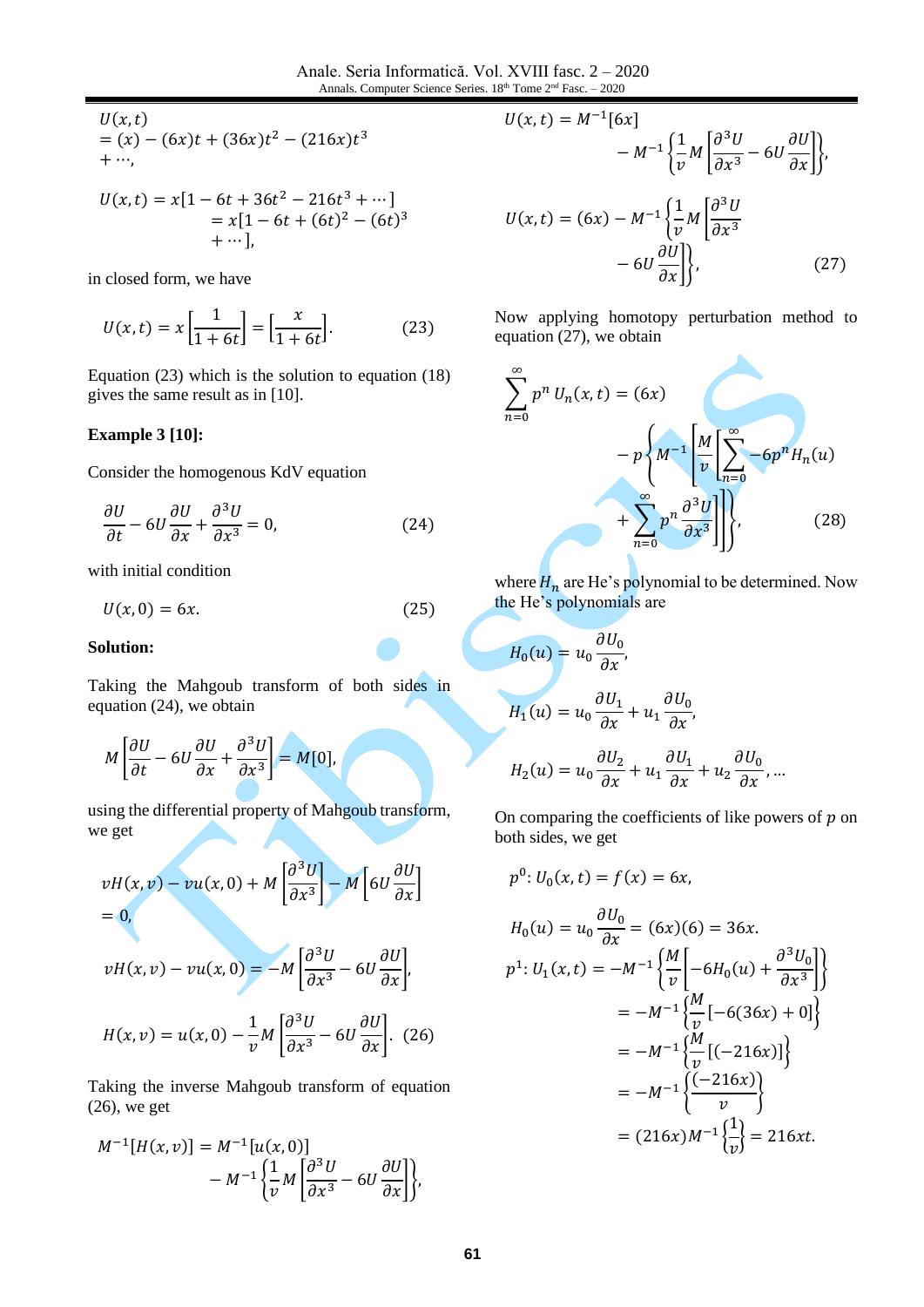$$U(x,t) = (x) - (6x)t + (36x)t^2 - (216x)t^3 + \cdots,$$

$$U(x,t) = x[1 - 6t + 36t^2 - 216t^3 + \cdots] = x[1 - 6t + (6t)^2 - (6t)^3 + \cdots],$$

in closed form, we have

$$U(x,t) = x\left[\frac{1}{1+6t}\right] = \left[\frac{x}{1+6t}\right]. \qquad (23)$$

Equation (23) which is the solution to equation (18) gives the same result as in [10].

**Example 3 [10]:**

Consider the homogenous KdV equation

$$\frac{\partial U}{\partial t} - 6U\frac{\partial U}{\partial x} + \frac{\partial^3 U}{\partial x^3} = 0, \qquad (24)$$

with initial condition

$$U(x,0) = 6x. \qquad (25)$$

**Solution:**

Taking the Mahgoub transform of both sides in equation (24), we obtain

$$M\left[\frac{\partial U}{\partial t} - 6U\frac{\partial U}{\partial x} + \frac{\partial^3 U}{\partial x^3}\right] = M[0],$$

using the differential property of Mahgoub transform, we get

$$vH(x,v) - vu(x,0) + M\left[\frac{\partial^3 U}{\partial x^3}\right] - M\left[6U\frac{\partial U}{\partial x}\right] = 0,$$

$$vH(x,v) - vu(x,0) = -M\left[\frac{\partial^3 U}{\partial x^3} - 6U\frac{\partial U}{\partial x}\right],$$

$$H(x,v) = u(x,0) - \frac{1}{v}M\left[\frac{\partial^3 U}{\partial x^3} - 6U\frac{\partial U}{\partial x}\right]. \qquad (26)$$

Taking the inverse Mahgoub transform of equation (26), we get

$$M^{-1}[H(x,v)] = M^{-1}[u(x,0)] - M^{-1}\left\{\frac{1}{v}M\left[\frac{\partial^3 U}{\partial x^3} - 6U\frac{\partial U}{\partial x}\right]\right\},$$

$$U(x,t) = M^{-1}[6x] - M^{-1}\left\{\frac{1}{v}M\left[\frac{\partial^3 U}{\partial x^3} - 6U\frac{\partial U}{\partial x}\right]\right\},$$

$$U(x,t) = (6x) - M^{-1}\left\{\frac{1}{v}M\left[\frac{\partial^3 U}{\partial x^3} - 6U\frac{\partial U}{\partial x}\right]\right\}, \qquad (27)$$

Now applying homotopy perturbation method to equation (27), we obtain

$$\sum_{n=0}^{\infty} p^n U_n(x,t) = (6x) - p\left\{M^{-1}\left[\frac{M}{v}\left[\sum_{n=0}^{\infty} -6p^n H_n(u) + \sum_{n=0}^{\infty} p^n \frac{\partial^3 U}{\partial x^3}\right]\right]\right\}, \qquad (28)$$

where $H_n$ are He's polynomial to be determined. Now the He's polynomials are

$$H_0(u) = u_0\frac{\partial U_0}{\partial x},$$

$$H_1(u) = u_0\frac{\partial U_1}{\partial x} + u_1\frac{\partial U_0}{\partial x},$$

$$H_2(u) = u_0\frac{\partial U_2}{\partial x} + u_1\frac{\partial U_1}{\partial x} + u_2\frac{\partial U_0}{\partial x}, \ldots$$

On comparing the coefficients of like powers of $p$ on both sides, we get

$$p^0: U_0(x,t) = f(x) = 6x,$$

$$H_0(u) = u_0\frac{\partial U_0}{\partial x} = (6x)(6) = 36x.$$

$$\begin{aligned} p^1: U_1(x,t) &= -M^{-1}\left\{\frac{M}{v}\left[-6H_0(u) + \frac{\partial^3 U_0}{\partial x^3}\right]\right\} \\ &= -M^{-1}\left\{\frac{M}{v}[-6(36x) + 0]\right\} \\ &= -M^{-1}\left\{\frac{M}{v}[(-216x)]\right\} \\ &= -M^{-1}\left\{\frac{(-216x)}{v}\right\} \\ &= (216x)M^{-1}\left\{\frac{1}{v}\right\} = 216xt. \end{aligned}$$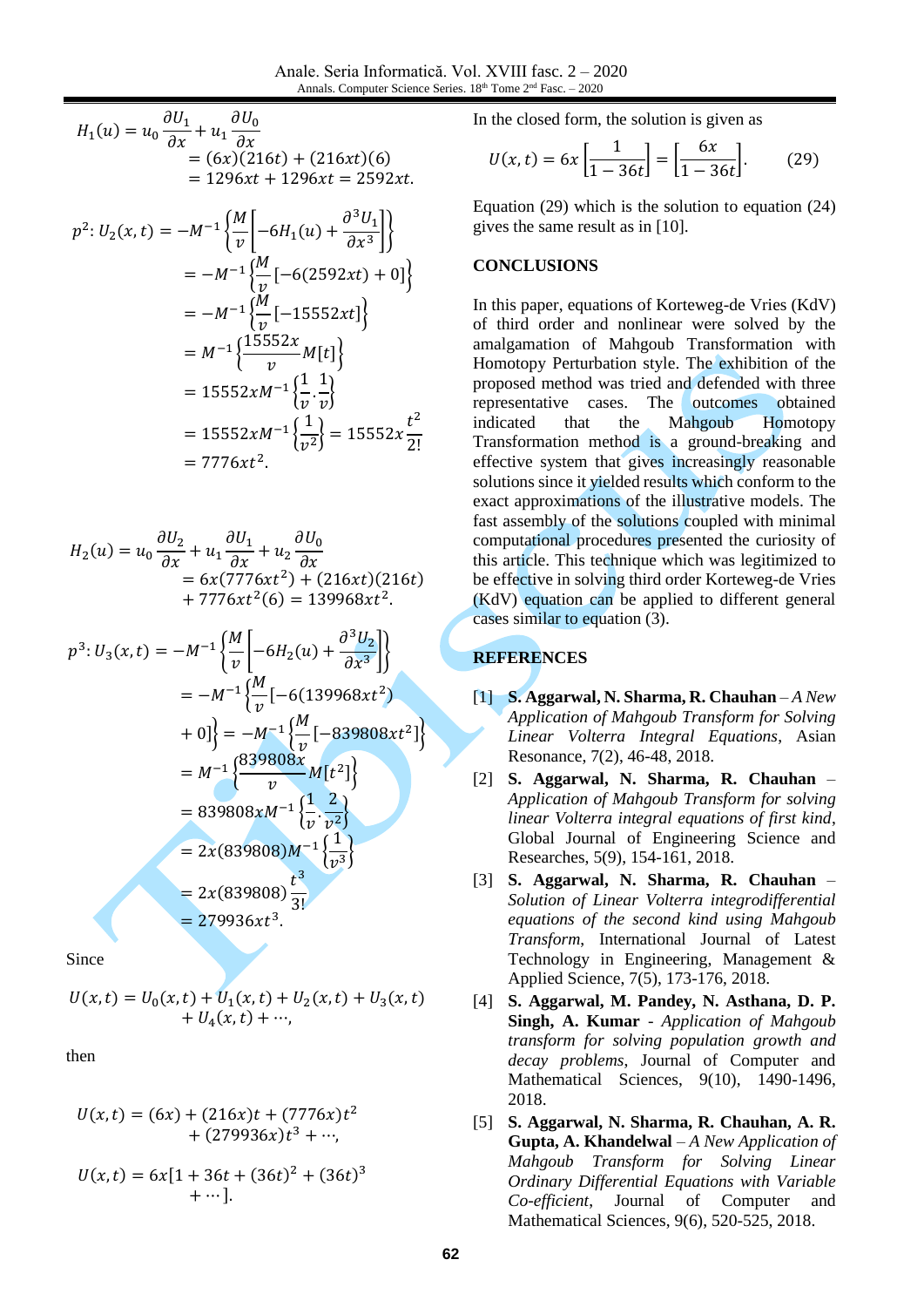$$
\begin{aligned}
H_1(u) &= u_0 \frac{\partial U_1}{\partial x} + u_1 \frac{\partial U_0}{\partial x} \\
&= (6x)(216t) + (216xt)(6) \\
&= 1296xt + 1296xt = 2592xt.
\end{aligned}
$$

$$
\begin{aligned}
p^2 : U_2(x,t) &= -M^{-1}\left\{\frac{M}{v}\left[-6H_1(u) + \frac{\partial^3 U_1}{\partial x^3}\right]\right\} \\
&= -M^{-1}\left\{\frac{M}{v}[-6(2592xt) + 0]\right\} \\
&= -M^{-1}\left\{\frac{M}{v}[-15552xt]\right\} \\
&= M^{-1}\left\{\frac{15552x}{v} M[t]\right\} \\
&= 15552xM^{-1}\left\{\frac{1}{v}.\frac{1}{v}\right\} \\
&= 15552xM^{-1}\left\{\frac{1}{v^2}\right\} = 15552x\frac{t^2}{2!} \\
&= 7776xt^2.
\end{aligned}
$$

$$
\begin{aligned}
H_2(u) &= u_0 \frac{\partial U_2}{\partial x} + u_1 \frac{\partial U_1}{\partial x} + u_2 \frac{\partial U_0}{\partial x} \\
&= 6x(7776xt^2) + (216xt)(216t) \\
&\quad + 7776xt^2(6) = 139968xt^2.
\end{aligned}
$$

$$
\begin{aligned}
p^3 : U_3(x,t) &= -M^{-1}\left\{\frac{M}{v}\left[-6H_2(u) + \frac{\partial^3 U_2}{\partial x^3}\right]\right\} \\
&= -M^{-1}\left\{\frac{M}{v}[-6(139968xt^2) \right. \\
&\quad \left. + 0]\right\} = -M^{-1}\left\{\frac{M}{v}[-839808xt^2]\right\} \\
&= M^{-1}\left\{\frac{839808x}{v} M[t^2]\right\} \\
&= 839808xM^{-1}\left\{\frac{1}{v}.\frac{2}{v^2}\right\} \\
&= 2x(839808)M^{-1}\left\{\frac{1}{v^3}\right\} \\
&= 2x(839808)\frac{t^3}{3!} \\
&= 279936xt^3.
\end{aligned}
$$

Since

$$
U(x,t) = U_0(x,t) + U_1(x,t) + U_2(x,t) + U_3(x,t) + U_4(x,t) + \cdots,
$$

then

$$
U(x,t) = (6x) + (216x)t + (7776x)t^2 + (279936x)t^3 + \cdots,
$$

$$
U(x,t) = 6x[1 + 36t + (36t)^2 + (36t)^3 + \cdots].
$$

In the closed form, the solution is given as

$$
U(x,t) = 6x\left[\frac{1}{1-36t}\right] = \left[\frac{6x}{1-36t}\right]. \qquad (29)
$$

Equation (29) which is the solution to equation (24) gives the same result as in [10].

## CONCLUSIONS

In this paper, equations of Korteweg-de Vries (KdV) of third order and nonlinear were solved by the amalgamation of Mahgoub Transformation with Homotopy Perturbation style. The exhibition of the proposed method was tried and defended with three representative cases. The outcomes obtained indicated that the Mahgoub Homotopy Transformation method is a ground-breaking and effective system that gives increasingly reasonable solutions since it yielded results which conform to the exact approximations of the illustrative models. The fast assembly of the solutions coupled with minimal computational procedures presented the curiosity of this article. This technique which was legitimized to be effective in solving third order Korteweg-de Vries (KdV) equation can be applied to different general cases similar to equation (3).

## REFERENCES

[1] **S. Aggarwal, N. Sharma, R. Chauhan** – *A New Application of Mahgoub Transform for Solving Linear Volterra Integral Equations*, Asian Resonance, 7(2), 46-48, 2018.

[2] **S. Aggarwal, N. Sharma, R. Chauhan** – *Application of Mahgoub Transform for solving linear Volterra integral equations of first kind*, Global Journal of Engineering Science and Researches, 5(9), 154-161, 2018.

[3] **S. Aggarwal, N. Sharma, R. Chauhan** – *Solution of Linear Volterra integrodifferential equations of the second kind using Mahgoub Transform*, International Journal of Latest Technology in Engineering, Management & Applied Science, 7(5), 173-176, 2018.

[4] **S. Aggarwal, M. Pandey, N. Asthana, D. P. Singh, A. Kumar** - *Application of Mahgoub transform for solving population growth and decay problems*, Journal of Computer and Mathematical Sciences, 9(10), 1490-1496, 2018.

[5] **S. Aggarwal, N. Sharma, R. Chauhan, A. R. Gupta, A. Khandelwal** – *A New Application of Mahgoub Transform for Solving Linear Ordinary Differential Equations with Variable Co-efficient*, Journal of Computer and Mathematical Sciences, 9(6), 520-525, 2018.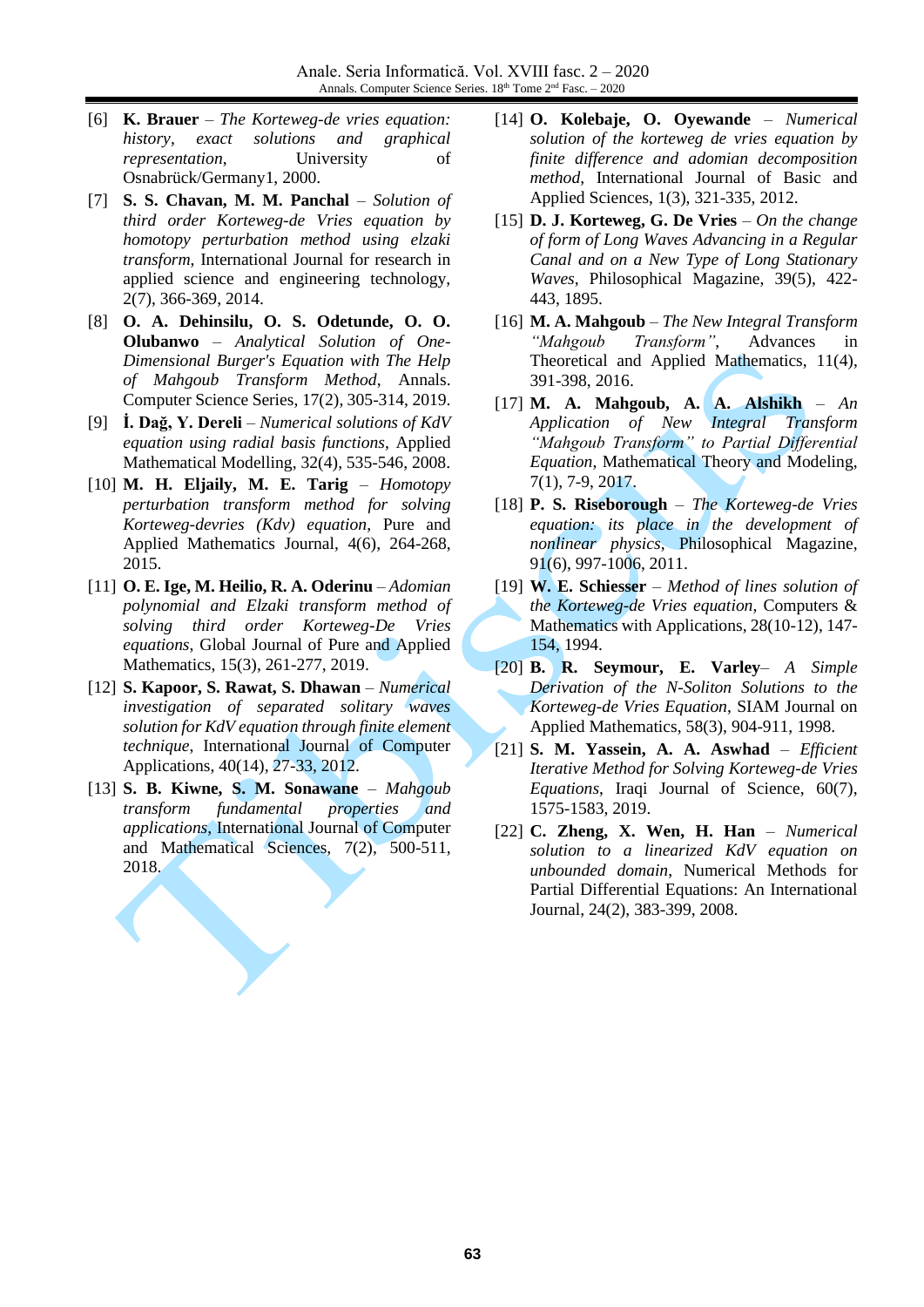[6] **K. Brauer** – *The Korteweg-de vries equation: history, exact solutions and graphical representation*, University of Osnabrück/Germany1, 2000.

[7] **S. S. Chavan, M. M. Panchal** – *Solution of third order Korteweg-de Vries equation by homotopy perturbation method using elzaki transform*, International Journal for research in applied science and engineering technology, 2(7), 366-369, 2014.

[8] **O. A. Dehinsilu, O. S. Odetunde, O. O. Olubanwo** – *Analytical Solution of One-Dimensional Burger's Equation with The Help of Mahgoub Transform Method*, Annals. Computer Science Series, 17(2), 305-314, 2019.

[9] **İ. Dağ, Y. Dereli** – *Numerical solutions of KdV equation using radial basis functions*, Applied Mathematical Modelling, 32(4), 535-546, 2008.

[10] **M. H. Eljaily, M. E. Tarig** – *Homotopy perturbation transform method for solving Korteweg-devries (Kdv) equation*, Pure and Applied Mathematics Journal, 4(6), 264-268, 2015.

[11] **O. E. Ige, M. Heilio, R. A. Oderinu** – *Adomian polynomial and Elzaki transform method of solving third order Korteweg-De Vries equations*, Global Journal of Pure and Applied Mathematics, 15(3), 261-277, 2019.

[12] **S. Kapoor, S. Rawat, S. Dhawan** – *Numerical investigation of separated solitary waves solution for KdV equation through finite element technique*, International Journal of Computer Applications, 40(14), 27-33, 2012.

[13] **S. B. Kiwne, S. M. Sonawane** – *Mahgoub transform fundamental properties and applications*, International Journal of Computer and Mathematical Sciences, 7(2), 500-511, 2018.

[14] **O. Kolebaje, O. Oyewande** – *Numerical solution of the korteweg de vries equation by finite difference and adomian decomposition method*, International Journal of Basic and Applied Sciences, 1(3), 321-335, 2012.

[15] **D. J. Korteweg, G. De Vries** – *On the change of form of Long Waves Advancing in a Regular Canal and on a New Type of Long Stationary Waves*, Philosophical Magazine, 39(5), 422-443, 1895.

[16] **M. A. Mahgoub** – *The New Integral Transform "Mahgoub Transform"*, Advances in Theoretical and Applied Mathematics, 11(4), 391-398, 2016.

[17] **M. A. Mahgoub, A. A. Alshikh** – *An Application of New Integral Transform "Mahgoub Transform" to Partial Differential Equation*, Mathematical Theory and Modeling, 7(1), 7-9, 2017.

[18] **P. S. Riseborough** – *The Korteweg-de Vries equation: its place in the development of nonlinear physics*, Philosophical Magazine, 91(6), 997-1006, 2011.

[19] **W. E. Schiesser** – *Method of lines solution of the Korteweg-de Vries equation*, Computers & Mathematics with Applications, 28(10-12), 147-154, 1994.

[20] **B. R. Seymour, E. Varley**– *A Simple Derivation of the N-Soliton Solutions to the Korteweg-de Vries Equation*, SIAM Journal on Applied Mathematics, 58(3), 904-911, 1998.

[21] **S. M. Yassein, A. A. Aswhad** – *Efficient Iterative Method for Solving Korteweg-de Vries Equations*, Iraqi Journal of Science, 60(7), 1575-1583, 2019.

[22] **C. Zheng, X. Wen, H. Han** – *Numerical solution to a linearized KdV equation on unbounded domain*, Numerical Methods for Partial Differential Equations: An International Journal, 24(2), 383-399, 2008.